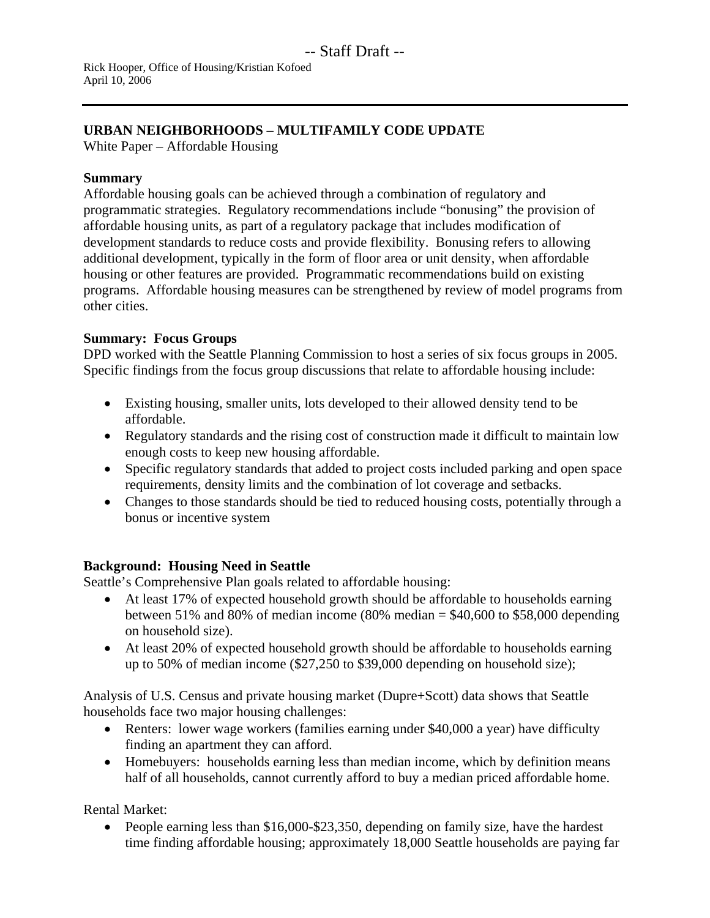-- Staff Draft --

Rick Hooper, Office of Housing/Kristian Kofoed
April 10, 2006

---

**URBAN NEIGHBORHOODS – MULTIFAMILY CODE UPDATE**
White Paper – Affordable Housing

**Summary**
Affordable housing goals can be achieved through a combination of regulatory and programmatic strategies. Regulatory recommendations include "bonusing" the provision of affordable housing units, as part of a regulatory package that includes modification of development standards to reduce costs and provide flexibility. Bonusing refers to allowing additional development, typically in the form of floor area or unit density, when affordable housing or other features are provided. Programmatic recommendations build on existing programs. Affordable housing measures can be strengthened by review of model programs from other cities.

**Summary: Focus Groups**
DPD worked with the Seattle Planning Commission to host a series of six focus groups in 2005. Specific findings from the focus group discussions that relate to affordable housing include:

- Existing housing, smaller units, lots developed to their allowed density tend to be affordable.
- Regulatory standards and the rising cost of construction made it difficult to maintain low enough costs to keep new housing affordable.
- Specific regulatory standards that added to project costs included parking and open space requirements, density limits and the combination of lot coverage and setbacks.
- Changes to those standards should be tied to reduced housing costs, potentially through a bonus or incentive system

**Background: Housing Need in Seattle**
Seattle's Comprehensive Plan goals related to affordable housing:

- At least 17% of expected household growth should be affordable to households earning between 51% and 80% of median income (80% median = $40,600 to $58,000 depending on household size).
- At least 20% of expected household growth should be affordable to households earning up to 50% of median income ($27,250 to $39,000 depending on household size);

Analysis of U.S. Census and private housing market (Dupre+Scott) data shows that Seattle households face two major housing challenges:

- Renters: lower wage workers (families earning under $40,000 a year) have difficulty finding an apartment they can afford.
- Homebuyers: households earning less than median income, which by definition means half of all households, cannot currently afford to buy a median priced affordable home.

Rental Market:

- People earning less than $16,000-$23,350, depending on family size, have the hardest time finding affordable housing; approximately 18,000 Seattle households are paying far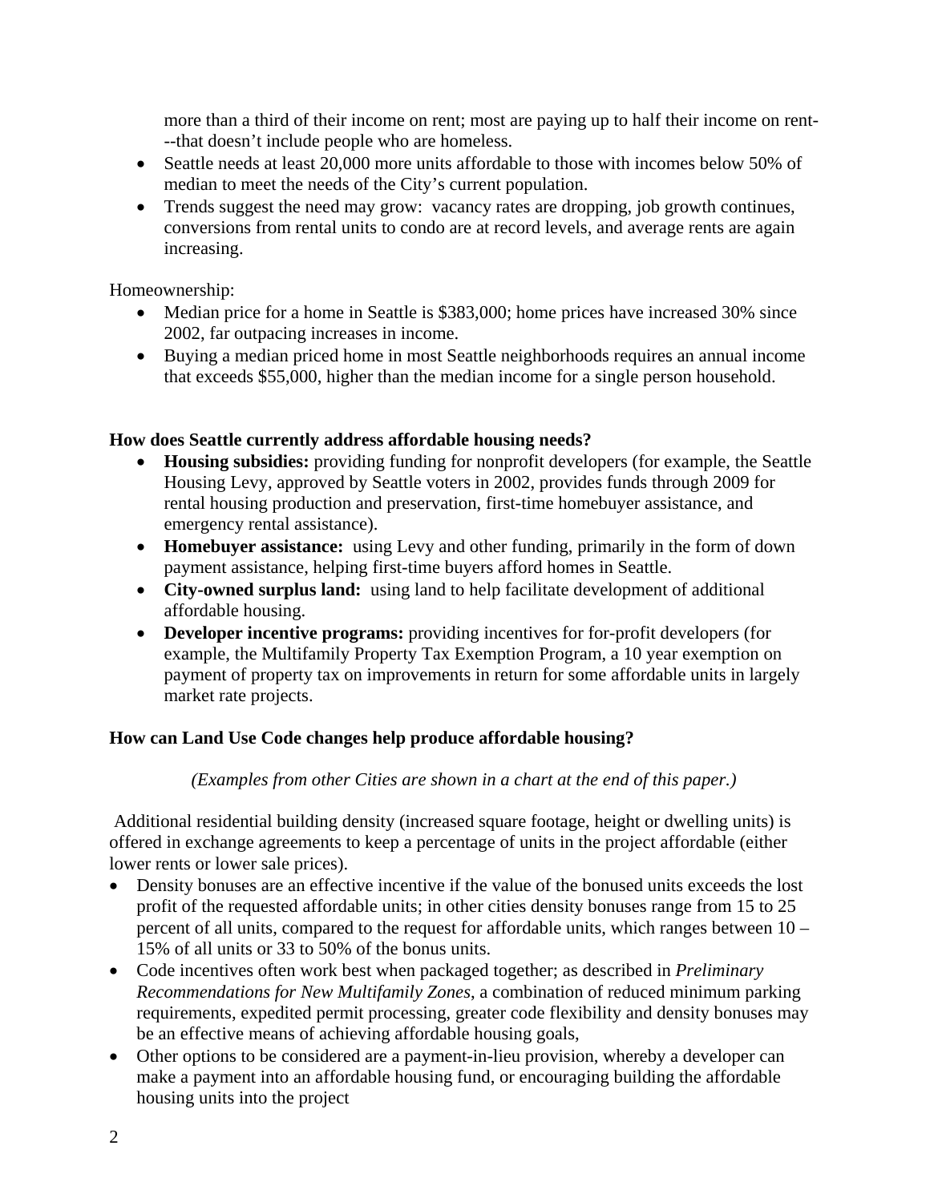more than a third of their income on rent; most are paying up to half their income on rent---that doesn't include people who are homeless.

- Seattle needs at least 20,000 more units affordable to those with incomes below 50% of median to meet the needs of the City's current population.
- Trends suggest the need may grow: vacancy rates are dropping, job growth continues, conversions from rental units to condo are at record levels, and average rents are again increasing.

Homeownership:

- Median price for a home in Seattle is $383,000; home prices have increased 30% since 2002, far outpacing increases in income.
- Buying a median priced home in most Seattle neighborhoods requires an annual income that exceeds $55,000, higher than the median income for a single person household.

**How does Seattle currently address affordable housing needs?**

- **Housing subsidies:** providing funding for nonprofit developers (for example, the Seattle Housing Levy, approved by Seattle voters in 2002, provides funds through 2009 for rental housing production and preservation, first-time homebuyer assistance, and emergency rental assistance).
- **Homebuyer assistance:** using Levy and other funding, primarily in the form of down payment assistance, helping first-time buyers afford homes in Seattle.
- **City-owned surplus land:** using land to help facilitate development of additional affordable housing.
- **Developer incentive programs:** providing incentives for for-profit developers (for example, the Multifamily Property Tax Exemption Program, a 10 year exemption on payment of property tax on improvements in return for some affordable units in largely market rate projects.

**How can Land Use Code changes help produce affordable housing?**

*(Examples from other Cities are shown in a chart at the end of this paper.)*

Additional residential building density (increased square footage, height or dwelling units) is offered in exchange agreements to keep a percentage of units in the project affordable (either lower rents or lower sale prices).

- Density bonuses are an effective incentive if the value of the bonused units exceeds the lost profit of the requested affordable units; in other cities density bonuses range from 15 to 25 percent of all units, compared to the request for affordable units, which ranges between 10 – 15% of all units or 33 to 50% of the bonus units.
- Code incentives often work best when packaged together; as described in *Preliminary Recommendations for New Multifamily Zones*, a combination of reduced minimum parking requirements, expedited permit processing, greater code flexibility and density bonuses may be an effective means of achieving affordable housing goals,
- Other options to be considered are a payment-in-lieu provision, whereby a developer can make a payment into an affordable housing fund, or encouraging building the affordable housing units into the project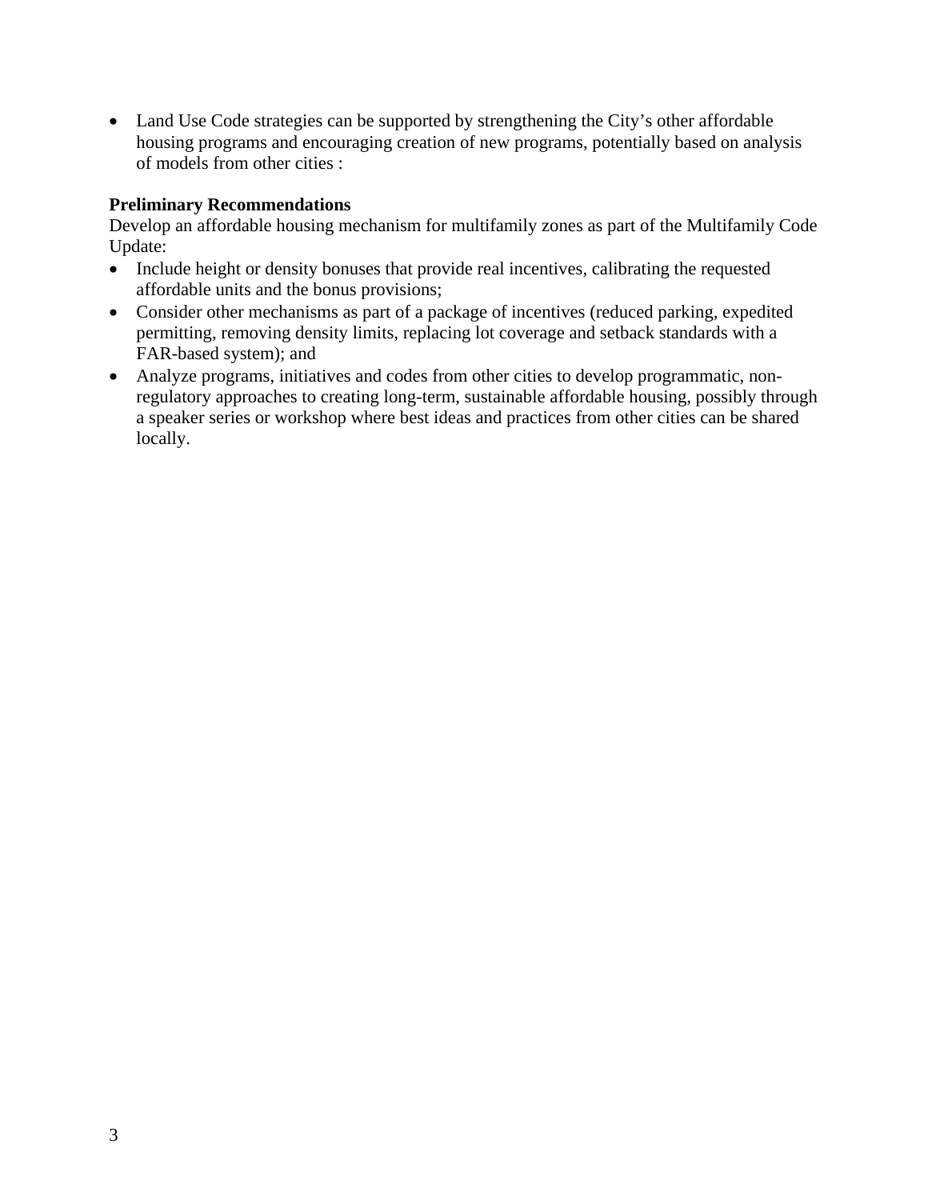- Land Use Code strategies can be supported by strengthening the City's other affordable housing programs and encouraging creation of new programs, potentially based on analysis of models from other cities :

**Preliminary Recommendations**

Develop an affordable housing mechanism for multifamily zones as part of the Multifamily Code Update:

- Include height or density bonuses that provide real incentives, calibrating the requested affordable units and the bonus provisions;
- Consider other mechanisms as part of a package of incentives (reduced parking, expedited permitting, removing density limits, replacing lot coverage and setback standards with a FAR-based system); and
- Analyze programs, initiatives and codes from other cities to develop programmatic, non-regulatory approaches to creating long-term, sustainable affordable housing, possibly through a speaker series or workshop where best ideas and practices from other cities can be shared locally.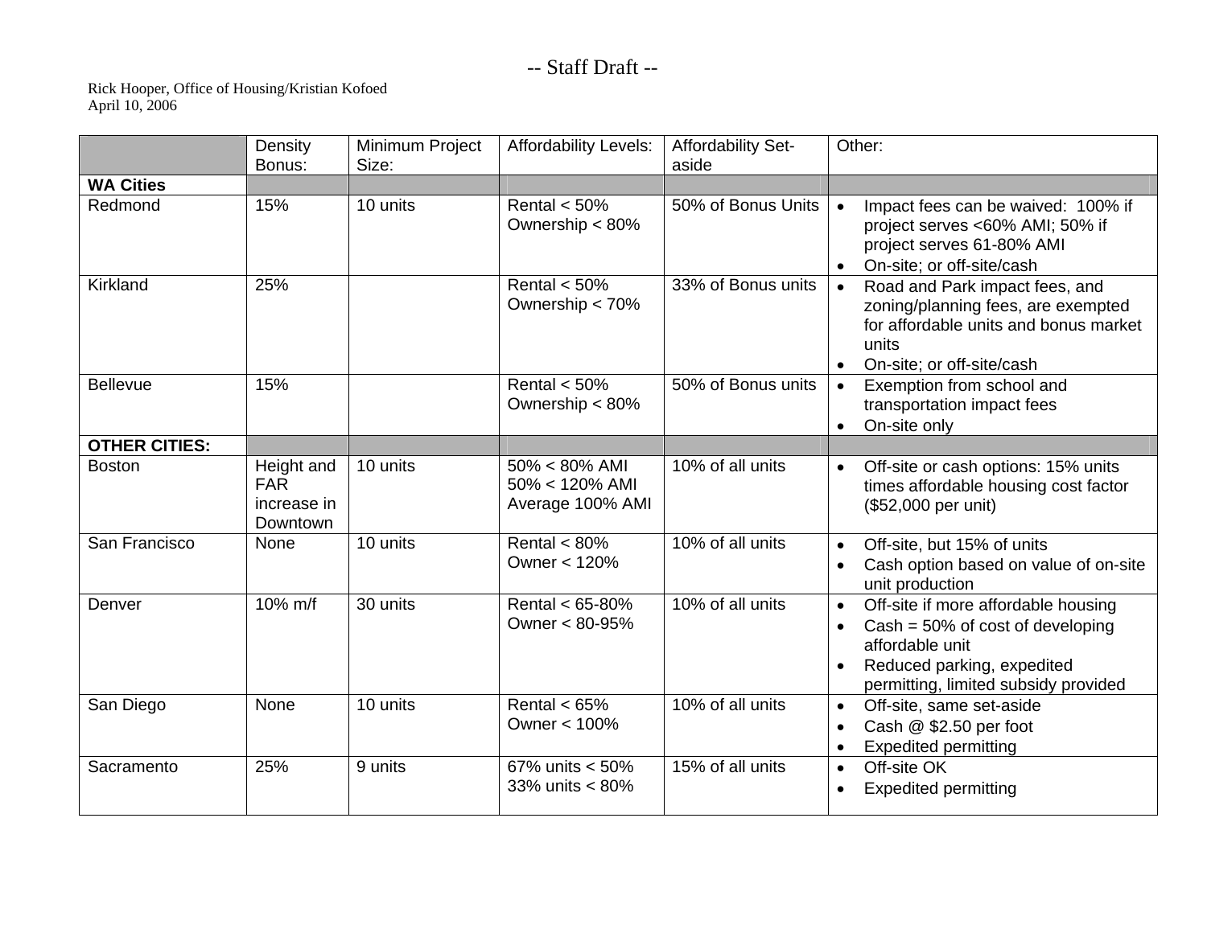-- Staff Draft --

Rick Hooper, Office of Housing/Kristian Kofoed
April 10, 2006

| | Density Bonus: | Minimum Project Size: | Affordability Levels: | Affordability Set-aside | Other: |
|---|---|---|---|---|---|
| **WA Cities** | | | | | |
| Redmond | 15% | 10 units | Rental < 50%<br>Ownership < 80% | 50% of Bonus Units | • Impact fees can be waived: 100% if project serves <60% AMI; 50% if project serves 61-80% AMI<br>• On-site; or off-site/cash |
| Kirkland | 25% | | Rental < 50%<br>Ownership < 70% | 33% of Bonus units | • Road and Park impact fees, and zoning/planning fees, are exempted for affordable units and bonus market units<br>• On-site; or off-site/cash |
| Bellevue | 15% | | Rental < 50%<br>Ownership < 80% | 50% of Bonus units | • Exemption from school and transportation impact fees<br>• On-site only |
| **OTHER CITIES:** | | | | | |
| Boston | Height and FAR increase in Downtown | 10 units | 50% < 80% AMI<br>50% < 120% AMI<br>Average 100% AMI | 10% of all units | • Off-site or cash options: 15% units times affordable housing cost factor ($52,000 per unit) |
| San Francisco | None | 10 units | Rental < 80%<br>Owner < 120% | 10% of all units | • Off-site, but 15% of units<br>• Cash option based on value of on-site unit production |
| Denver | 10% m/f | 30 units | Rental < 65-80%<br>Owner < 80-95% | 10% of all units | • Off-site if more affordable housing<br>• Cash = 50% of cost of developing affordable unit<br>• Reduced parking, expedited permitting, limited subsidy provided |
| San Diego | None | 10 units | Rental < 65%<br>Owner < 100% | 10% of all units | • Off-site, same set-aside<br>• Cash @ $2.50 per foot<br>• Expedited permitting |
| Sacramento | 25% | 9 units | 67% units < 50%<br>33% units < 80% | 15% of all units | • Off-site OK<br>• Expedited permitting |